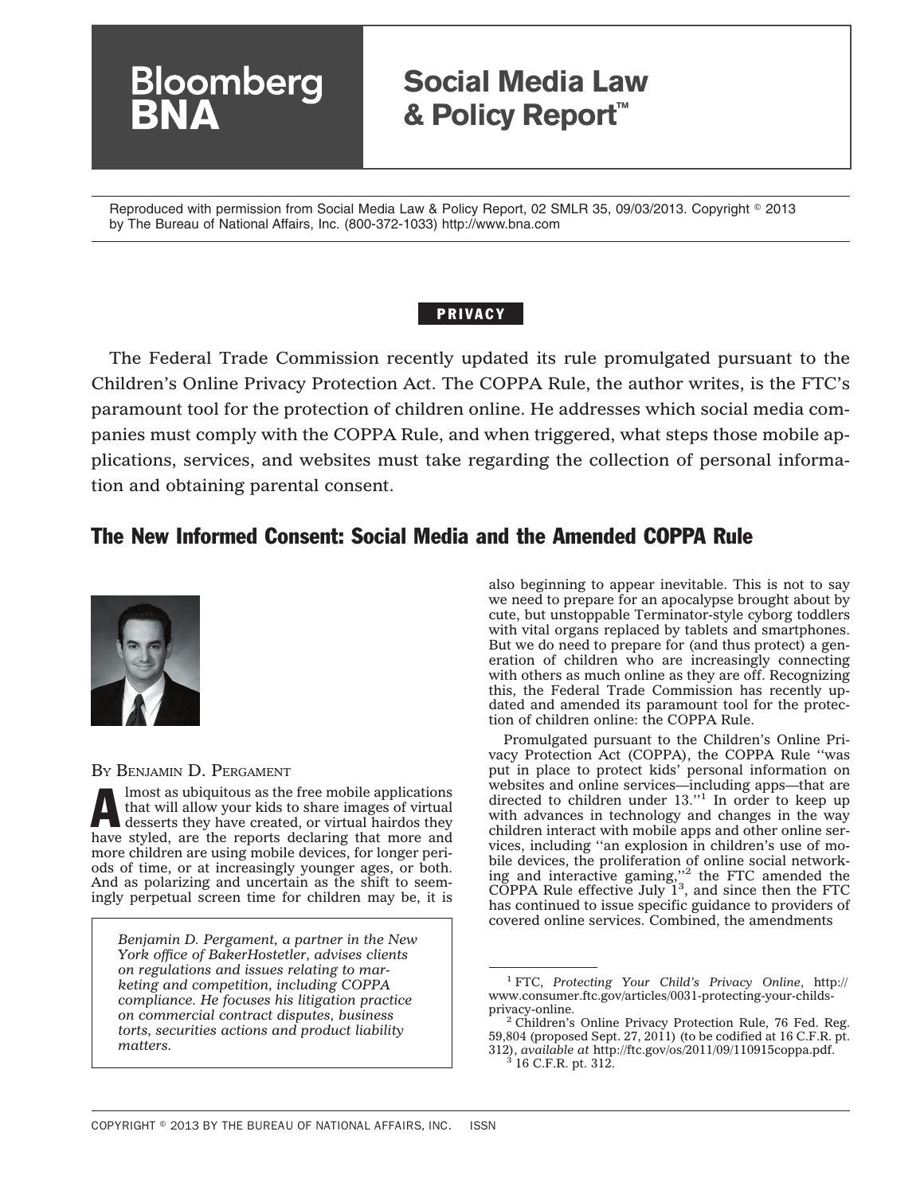Reproduced with permission from Social Media Law & Policy Report, 02 SMLR 35, 09/03/2013. Copyright © 2013 by The Bureau of National Affairs, Inc. (800-372-1033) http://www.bna.com

PRIVACY

The Federal Trade Commission recently updated its rule promulgated pursuant to the Children's Online Privacy Protection Act. The COPPA Rule, the author writes, is the FTC's paramount tool for the protection of children online. He addresses which social media companies must comply with the COPPA Rule, and when triggered, what steps those mobile applications, services, and websites must take regarding the collection of personal information and obtaining parental consent.

# The New Informed Consent: Social Media and the Amended COPPA Rule

BY BENJAMIN D. PERGAMENT

Almost as ubiquitous as the free mobile applications that will allow your kids to share images of virtual desserts they have created, or virtual hairdos they have styled, are the reports declaring that more and more children are using mobile devices, for longer periods of time, or at increasingly younger ages, or both. And as polarizing and uncertain as the shift to seemingly perpetual screen time for children may be, it is also beginning to appear inevitable. This is not to say we need to prepare for an apocalypse brought about by cute, but unstoppable Terminator-style cyborg toddlers with vital organs replaced by tablets and smartphones. But we do need to prepare for (and thus protect) a generation of children who are increasingly connecting with others as much online as they are off. Recognizing this, the Federal Trade Commission has recently updated and amended its paramount tool for the protection of children online: the COPPA Rule.

*Benjamin D. Pergament, a partner in the New York office of BakerHostetler, advises clients on regulations and issues relating to marketing and competition, including COPPA compliance. He focuses his litigation practice on commercial contract disputes, business torts, securities actions and product liability matters.*

Promulgated pursuant to the Children's Online Privacy Protection Act (COPPA), the COPPA Rule "was put in place to protect kids' personal information on websites and online services—including apps—that are directed to children under 13."[1] In order to keep up with advances in technology and changes in the way children interact with mobile apps and other online services, including "an explosion in children's use of mobile devices, the proliferation of online social networking and interactive gaming,"[2] the FTC amended the COPPA Rule effective July 1[3], and since then the FTC has continued to issue specific guidance to providers of covered online services. Combined, the amendments

[1] FTC, *Protecting Your Child's Privacy Online*, http://www.consumer.ftc.gov/articles/0031-protecting-your-childs-privacy-online.

[2] Children's Online Privacy Protection Rule, 76 Fed. Reg. 59,804 (proposed Sept. 27, 2011) (to be codified at 16 C.F.R. pt. 312), *available at* http://ftc.gov/os/2011/09/110915coppa.pdf.

[3] 16 C.F.R. pt. 312.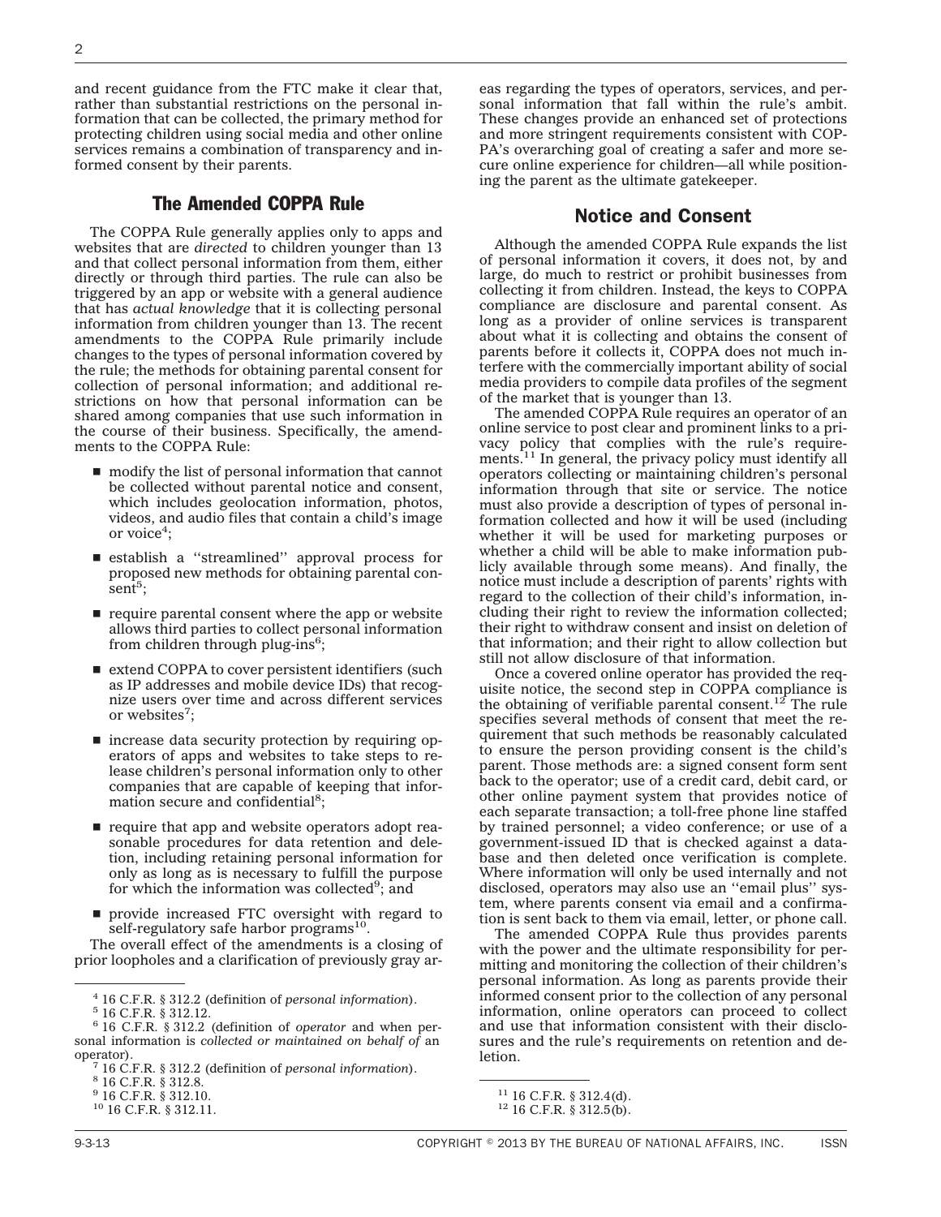and recent guidance from the FTC make it clear that, rather than substantial restrictions on the personal information that can be collected, the primary method for protecting children using social media and other online services remains a combination of transparency and informed consent by their parents.

## The Amended COPPA Rule

The COPPA Rule generally applies only to apps and websites that are *directed* to children younger than 13 and that collect personal information from them, either directly or through third parties. The rule can also be triggered by an app or website with a general audience that has *actual knowledge* that it is collecting personal information from children younger than 13. The recent amendments to the COPPA Rule primarily include changes to the types of personal information covered by the rule; the methods for obtaining parental consent for collection of personal information; and additional restrictions on how that personal information can be shared among companies that use such information in the course of their business. Specifically, the amendments to the COPPA Rule:

- modify the list of personal information that cannot be collected without parental notice and consent, which includes geolocation information, photos, videos, and audio files that contain a child's image or voice[4];
- establish a ''streamlined'' approval process for proposed new methods for obtaining parental consent[5];
- require parental consent where the app or website allows third parties to collect personal information from children through plug-ins[6];
- extend COPPA to cover persistent identifiers (such as IP addresses and mobile device IDs) that recognize users over time and across different services or websites[7];
- increase data security protection by requiring operators of apps and websites to take steps to release children's personal information only to other companies that are capable of keeping that information secure and confidential[8];
- require that app and website operators adopt reasonable procedures for data retention and deletion, including retaining personal information for only as long as is necessary to fulfill the purpose for which the information was collected[9]; and
- provide increased FTC oversight with regard to self-regulatory safe harbor programs[10].

The overall effect of the amendments is a closing of prior loopholes and a clarification of previously gray areas regarding the types of operators, services, and personal information that fall within the rule's ambit. These changes provide an enhanced set of protections and more stringent requirements consistent with COPPA's overarching goal of creating a safer and more secure online experience for children—all while positioning the parent as the ultimate gatekeeper.

## Notice and Consent

Although the amended COPPA Rule expands the list of personal information it covers, it does not, by and large, do much to restrict or prohibit businesses from collecting it from children. Instead, the keys to COPPA compliance are disclosure and parental consent. As long as a provider of online services is transparent about what it is collecting and obtains the consent of parents before it collects it, COPPA does not much interfere with the commercially important ability of social media providers to compile data profiles of the segment of the market that is younger than 13.

The amended COPPA Rule requires an operator of an online service to post clear and prominent links to a privacy policy that complies with the rule's requirements.[11] In general, the privacy policy must identify all operators collecting or maintaining children's personal information through that site or service. The notice must also provide a description of types of personal information collected and how it will be used (including whether it will be used for marketing purposes or whether a child will be able to make information publicly available through some means). And finally, the notice must include a description of parents' rights with regard to the collection of their child's information, including their right to review the information collected; their right to withdraw consent and insist on deletion of that information; and their right to allow collection but still not allow disclosure of that information.

Once a covered online operator has provided the requisite notice, the second step in COPPA compliance is the obtaining of verifiable parental consent.[12] The rule specifies several methods of consent that meet the requirement that such methods be reasonably calculated to ensure the person providing consent is the child's parent. Those methods are: a signed consent form sent back to the operator; use of a credit card, debit card, or other online payment system that provides notice of each separate transaction; a toll-free phone line staffed by trained personnel; a video conference; or use of a government-issued ID that is checked against a database and then deleted once verification is complete. Where information will only be used internally and not disclosed, operators may also use an ''email plus'' system, where parents consent via email and a confirmation is sent back to them via email, letter, or phone call.

The amended COPPA Rule thus provides parents with the power and the ultimate responsibility for permitting and monitoring the collection of their children's personal information. As long as parents provide their informed consent prior to the collection of any personal information, online operators can proceed to collect and use that information consistent with their disclosures and the rule's requirements on retention and deletion.

---

[4] 16 C.F.R. § 312.2 (definition of *personal information*).

[5] 16 C.F.R. § 312.12.

[6] 16 C.F.R. § 312.2 (definition of *operator* and when personal information is *collected or maintained on behalf of* an operator).

[7] 16 C.F.R. § 312.2 (definition of *personal information*).

[8] 16 C.F.R. § 312.8.

[9] 16 C.F.R. § 312.10.

[10] 16 C.F.R. § 312.11.

[11] 16 C.F.R. § 312.4(d).

[12] 16 C.F.R. § 312.5(b).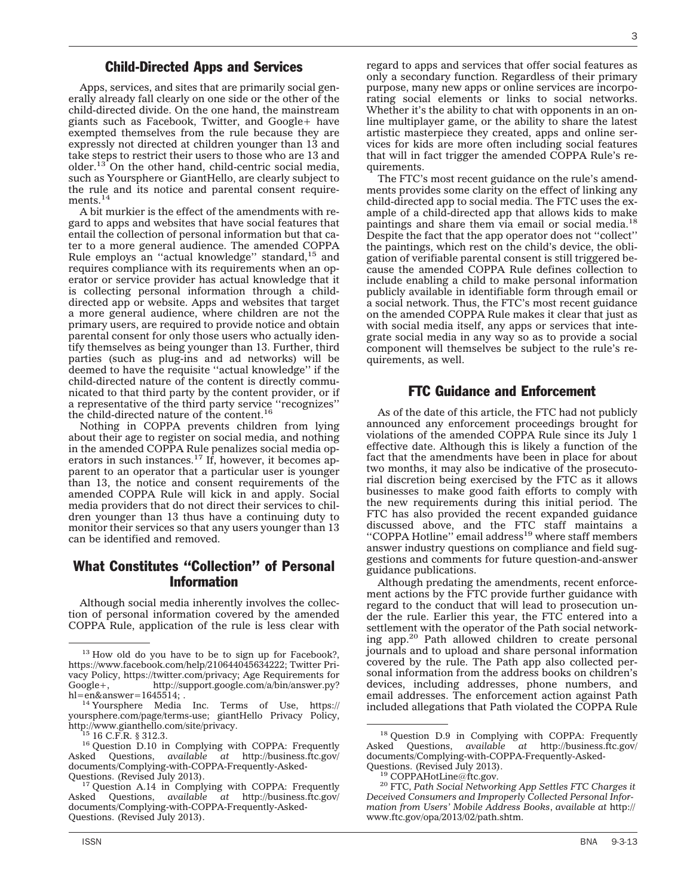## Child-Directed Apps and Services

Apps, services, and sites that are primarily social generally already fall clearly on one side or the other of the child-directed divide. On the one hand, the mainstream giants such as Facebook, Twitter, and Google+ have exempted themselves from the rule because they are expressly not directed at children younger than 13 and take steps to restrict their users to those who are 13 and older.[13] On the other hand, child-centric social media, such as Yoursphere or GiantHello, are clearly subject to the rule and its notice and parental consent requirements.[14]

A bit murkier is the effect of the amendments with regard to apps and websites that have social features that entail the collection of personal information but that cater to a more general audience. The amended COPPA Rule employs an ''actual knowledge'' standard,[15] and requires compliance with its requirements when an operator or service provider has actual knowledge that it is collecting personal information through a child-directed app or website. Apps and websites that target a more general audience, where children are not the primary users, are required to provide notice and obtain parental consent for only those users who actually identify themselves as being younger than 13. Further, third parties (such as plug-ins and ad networks) will be deemed to have the requisite ''actual knowledge'' if the child-directed nature of the content is directly communicated to that third party by the content provider, or if a representative of the third party service ''recognizes'' the child-directed nature of the content.[16]

Nothing in COPPA prevents children from lying about their age to register on social media, and nothing in the amended COPPA Rule penalizes social media operators in such instances.[17] If, however, it becomes apparent to an operator that a particular user is younger than 13, the notice and consent requirements of the amended COPPA Rule will kick in and apply. Social media providers that do not direct their services to children younger than 13 thus have a continuing duty to monitor their services so that any users younger than 13 can be identified and removed.

## What Constitutes ''Collection'' of Personal Information

Although social media inherently involves the collection of personal information covered by the amended COPPA Rule, application of the rule is less clear with regard to apps and services that offer social features as only a secondary function. Regardless of their primary purpose, many new apps or online services are incorporating social elements or links to social networks. Whether it's the ability to chat with opponents in an online multiplayer game, or the ability to share the latest artistic masterpiece they created, apps and online services for kids are more often including social features that will in fact trigger the amended COPPA Rule's requirements.

The FTC's most recent guidance on the rule's amendments provides some clarity on the effect of linking any child-directed app to social media. The FTC uses the example of a child-directed app that allows kids to make paintings and share them via email or social media.[18] Despite the fact that the app operator does not ''collect'' the paintings, which rest on the child's device, the obligation of verifiable parental consent is still triggered because the amended COPPA Rule defines collection to include enabling a child to make personal information publicly available in identifiable form through email or a social network. Thus, the FTC's most recent guidance on the amended COPPA Rule makes it clear that just as with social media itself, any apps or services that integrate social media in any way so as to provide a social component will themselves be subject to the rule's requirements, as well.

## FTC Guidance and Enforcement

As of the date of this article, the FTC had not publicly announced any enforcement proceedings brought for violations of the amended COPPA Rule since its July 1 effective date. Although this is likely a function of the fact that the amendments have been in place for about two months, it may also be indicative of the prosecutorial discretion being exercised by the FTC as it allows businesses to make good faith efforts to comply with the new requirements during this initial period. The FTC has also provided the recent expanded guidance discussed above, and the FTC staff maintains a ''COPPA Hotline'' email address[19] where staff members answer industry questions on compliance and field suggestions and comments for future question-and-answer guidance publications.

Although predating the amendments, recent enforcement actions by the FTC provide further guidance with regard to the conduct that will lead to prosecution under the rule. Earlier this year, the FTC entered into a settlement with the operator of the Path social networking app.[20] Path allowed children to create personal journals and to upload and share personal information covered by the rule. The Path app also collected personal information from the address books on children's devices, including addresses, phone numbers, and email addresses. The enforcement action against Path included allegations that Path violated the COPPA Rule

---

[13] How old do you have to be to sign up for Facebook?, https://www.facebook.com/help/210644045634222; Twitter Privacy Policy, https://twitter.com/privacy; Age Requirements for Google+, http://support.google.com/a/bin/answer.py?hl=en&answer=1645514; .

[14] Yoursphere Media Inc. Terms of Use, https://yoursphere.com/page/terms-use; giantHello Privacy Policy, http://www.gianthello.com/site/privacy.

[15] 16 C.F.R. § 312.3.

[16] Question D.10 in Complying with COPPA: Frequently Asked Questions, *available at* http://business.ftc.gov/documents/Complying-with-COPPA-Frequently-Asked-Questions. (Revised July 2013).

[17] Question A.14 in Complying with COPPA: Frequently Asked Questions, *available at* http://business.ftc.gov/documents/Complying-with-COPPA-Frequently-Asked-Questions. (Revised July 2013).

[18] Question D.9 in Complying with COPPA: Frequently Asked Questions, *available at* http://business.ftc.gov/documents/Complying-with-COPPA-Frequently-Asked-Questions. (Revised July 2013).

[19] COPPAHotLine@ftc.gov.

[20] FTC, *Path Social Networking App Settles FTC Charges it Deceived Consumers and Improperly Collected Personal Information from Users' Mobile Address Books*, *available at* http://www.ftc.gov/opa/2013/02/path.shtm.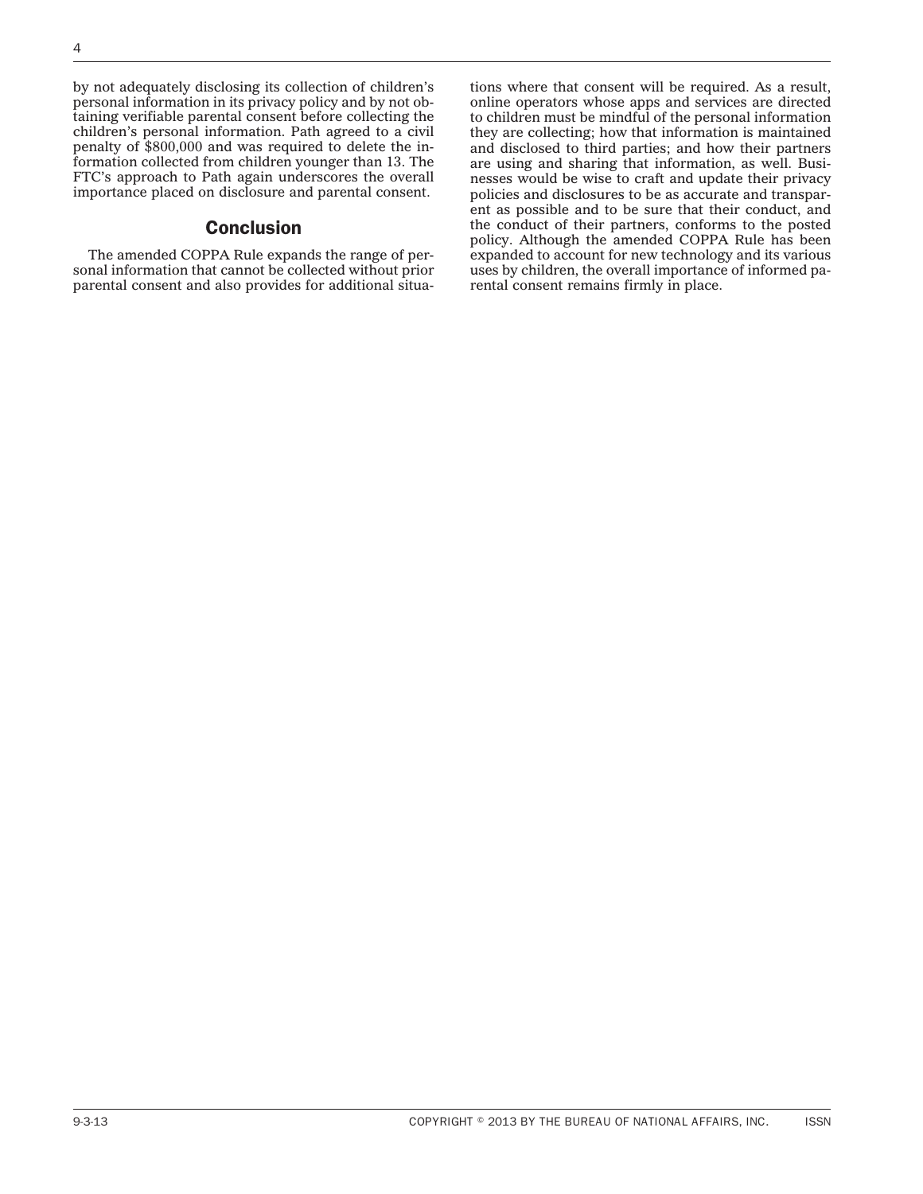by not adequately disclosing its collection of children's personal information in its privacy policy and by not obtaining verifiable parental consent before collecting the children's personal information. Path agreed to a civil penalty of $800,000 and was required to delete the information collected from children younger than 13. The FTC's approach to Path again underscores the overall importance placed on disclosure and parental consent.

## Conclusion

The amended COPPA Rule expands the range of personal information that cannot be collected without prior parental consent and also provides for additional situations where that consent will be required. As a result, online operators whose apps and services are directed to children must be mindful of the personal information they are collecting; how that information is maintained and disclosed to third parties; and how their partners are using and sharing that information, as well. Businesses would be wise to craft and update their privacy policies and disclosures to be as accurate and transparent as possible and to be sure that their conduct, and the conduct of their partners, conforms to the posted policy. Although the amended COPPA Rule has been expanded to account for new technology and its various uses by children, the overall importance of informed parental consent remains firmly in place.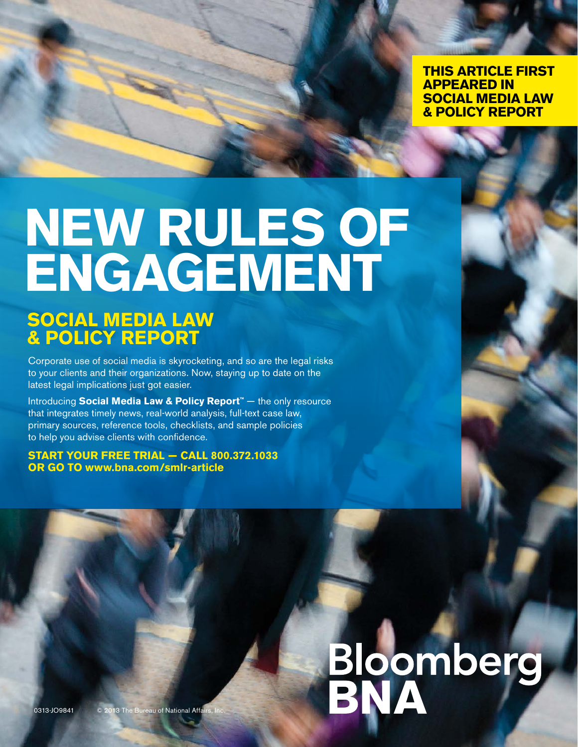**THIS ARTICLE FIRST APPEARED IN SOCIAL MEDIA LAW & POLICY REPORT**

# NEW RULES OF ENGAGEMENT

## SOCIAL MEDIA LAW & POLICY REPORT

Corporate use of social media is skyrocketing, and so are the legal risks to your clients and their organizations. Now, staying up to date on the latest legal implications just got easier.

Introducing **Social Media Law & Policy Report™** — the only resource that integrates timely news, real-world analysis, full-text case law, primary sources, reference tools, checklists, and sample policies to help you advise clients with confidence.

**START YOUR FREE TRIAL — CALL 800.372.1033 OR GO TO www.bna.com/smlr-article**

0313-JO9841 © 2013 The Bureau of National Affairs, Inc.

**Bloomberg BNA**